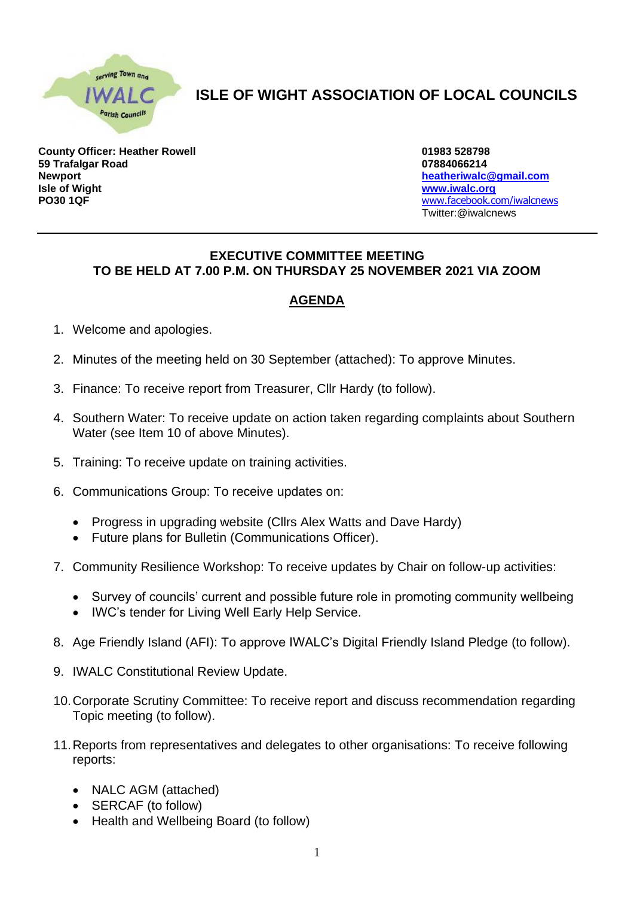# ISLE OF WIGHT ASSOCIATION OF LOCAL COUNCILS

**County Officer: Heather Rowell**
**59 Trafalgar Road**
**Newport**
**Isle of Wight**
**PO30 1QF**

**01983 528798**
**07884066214**
**heatheriwalc@gmail.com**
**www.iwalc.org**
www.facebook.com/iwalcnews
Twitter:@iwalcnews

---

**EXECUTIVE COMMITTEE MEETING**
**TO BE HELD AT 7.00 P.M. ON THURSDAY 25 NOVEMBER 2021 VIA ZOOM**

## AGENDA

1. Welcome and apologies.

2. Minutes of the meeting held on 30 September (attached): To approve Minutes.

3. Finance: To receive report from Treasurer, Cllr Hardy (to follow).

4. Southern Water: To receive update on action taken regarding complaints about Southern Water (see Item 10 of above Minutes).

5. Training: To receive update on training activities.

6. Communications Group: To receive updates on:

   - Progress in upgrading website (Cllrs Alex Watts and Dave Hardy)
   - Future plans for Bulletin (Communications Officer).

7. Community Resilience Workshop: To receive updates by Chair on follow-up activities:

   - Survey of councils' current and possible future role in promoting community wellbeing
   - IWC's tender for Living Well Early Help Service.

8. Age Friendly Island (AFI): To approve IWALC's Digital Friendly Island Pledge (to follow).

9. IWALC Constitutional Review Update.

10. Corporate Scrutiny Committee: To receive report and discuss recommendation regarding Topic meeting (to follow).

11. Reports from representatives and delegates to other organisations: To receive following reports:

    - NALC AGM (attached)
    - SERCAF (to follow)
    - Health and Wellbeing Board (to follow)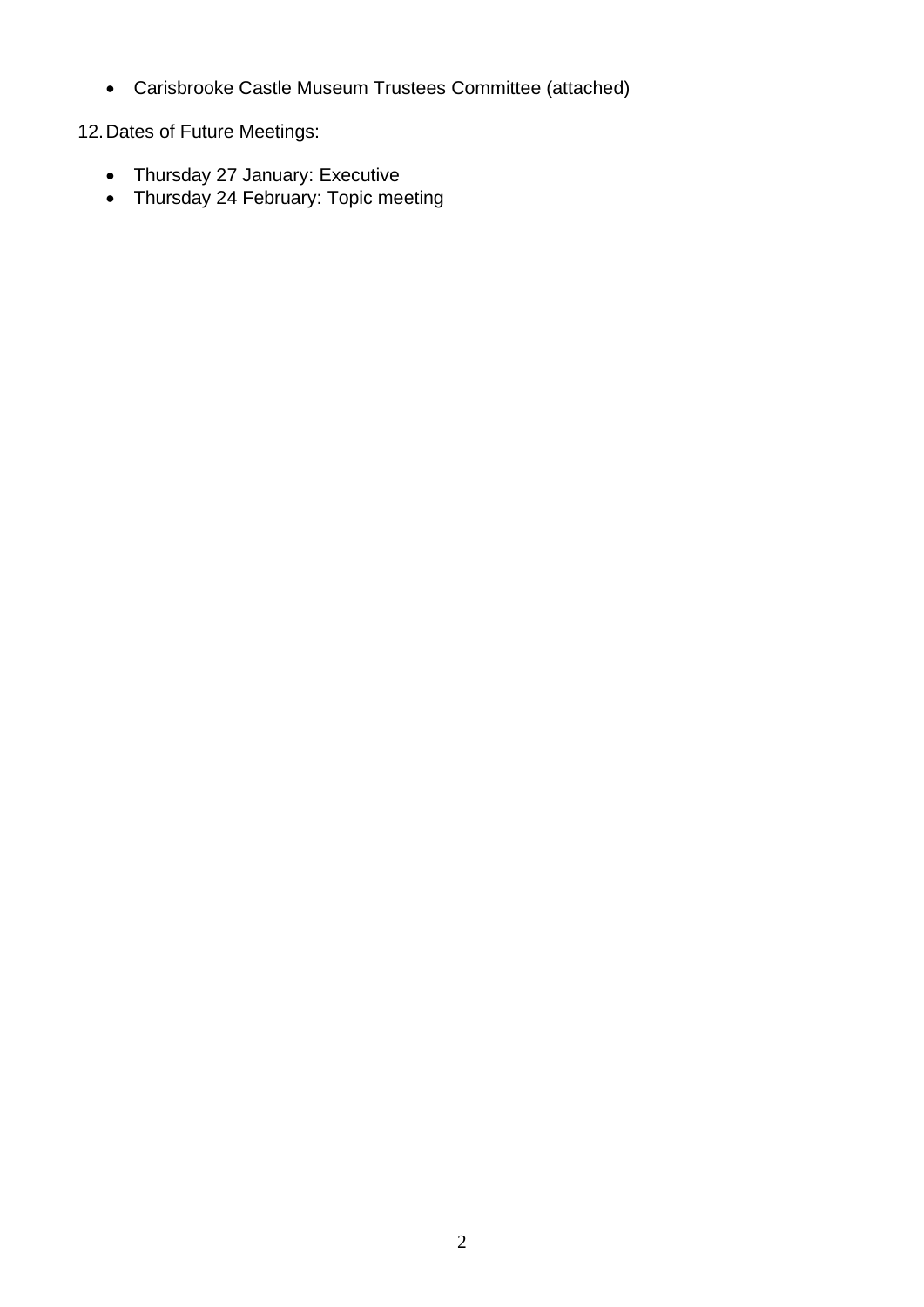- Carisbrooke Castle Museum Trustees Committee (attached)

12. Dates of Future Meetings:

- Thursday 27 January: Executive
- Thursday 24 February: Topic meeting